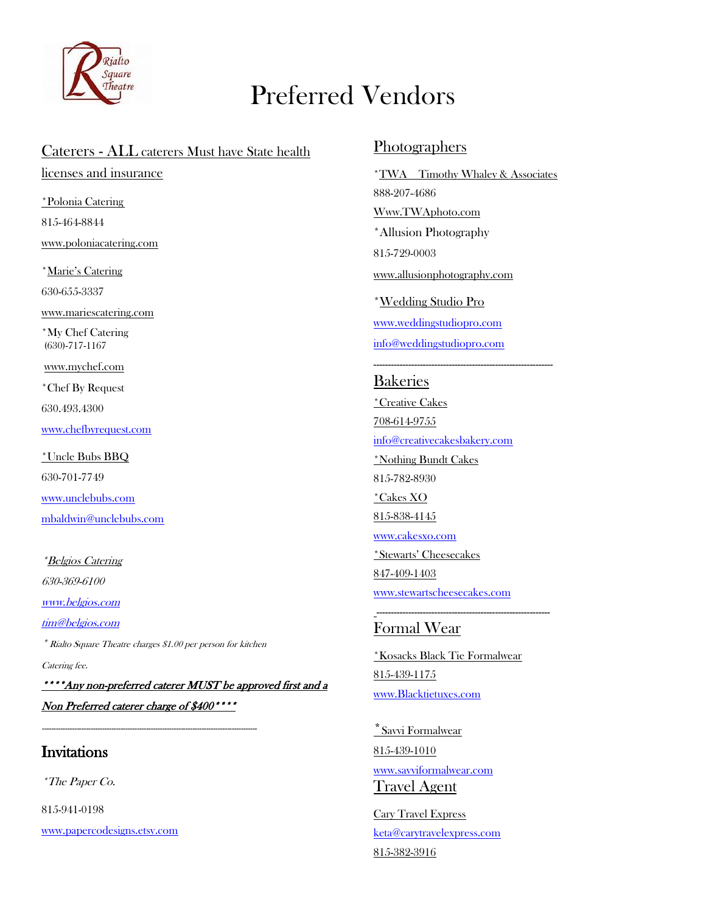Rialto Square Theatre

# Preferred Vendors

## Caterers - ALL caterers Must have State health licenses and insurance

*Polonia Catering

815-464-8844

www.poloniacatering.com

*Marie's Catering

630-655-3337

www.mariescatering.com

*My Chef Catering
(630)-717-1167

www.mychef.com

*Chef By Request

630.493.4300

www.chefbyrequest.com

*Uncle Bubs BBQ

630-701-7749

www.unclebubs.com

mbaldwin@unclebubs.com

*Belgios Catering*

*630-369-6100*

*www.belgios.com*

*tim@belgios.com*

*\* Rialto Square Theatre charges $1.00 per person for kitchen Catering fee.*

***\*\*\*\*Any non-preferred caterer MUST be approved first and a Non Preferred caterer charge of $400\*\*\*\****

---

## Invitations

*\*The Paper Co.*

815-941-0198

www.papercodesigns.etsy.com

## Photographers

*TWA  Timothy Whaley & Associates

888-207-4686

Www.TWAphoto.com

*Allusion Photography

815-729-0003

www.allusionphotography.com

*Wedding Studio Pro

www.weddingstudiopro.com

info@weddingstudiopro.com

---

## Bakeries

*Creative Cakes

708-614-9755

info@creativecakesbakery.com

*Nothing Bundt Cakes

815-782-8930

*Cakes XO

815-838-4145

www.cakesxo.com

*Stewarts' Cheesecakes

847-409-1403

www.stewartscheesecakes.com

---

## Formal Wear

*Kosacks Black Tie Formalwear

815-439-1175

www.Blacktietuxes.com

* Savvi Formalwear

815-439-1010

www.savviformalwear.com

## Travel Agent

Cary Travel Express

keta@carytravelexpress.com

815-382-3916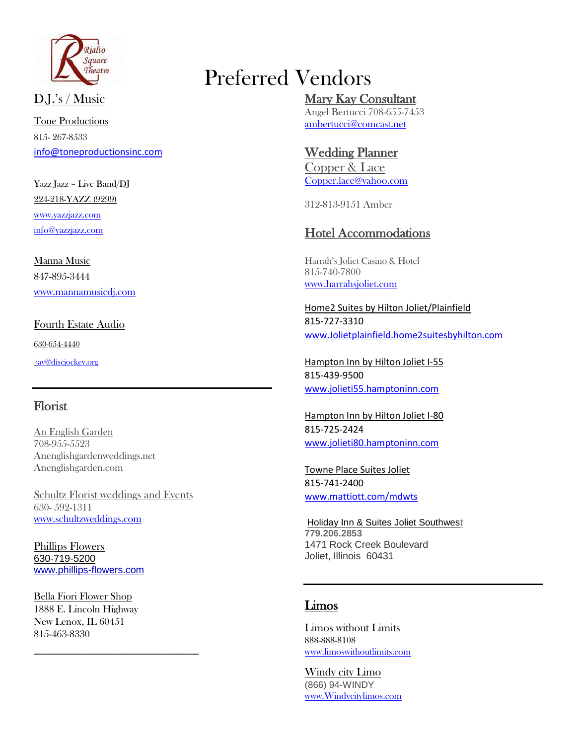# Preferred Vendors

## D.J.'s / Music

Tone Productions
815- 267-8533
info@toneproductionsinc.com

Yazz Jazz – Live Band/DJ
224-218-YAZZ (9299)
www.yazzjazz.com
info@yazzjazz.com

Manna Music
847-895-3444
www.mannamusicdj.com

Fourth Estate Audio
630-654-4440
jay@discjockey.org

---

## Florist

An English Garden
708-955-5523
Anenglishgardenweddings.net
Anenglishgarden.com

Schultz Florist weddings and Events
630- 592-1311
www.schultzweddings.com

Phillips Flowers
630-719-5200
www.phillips-flowers.com

Bella Fiori Flower Shop
1888 E. Lincoln Highway
New Lenox, IL 60451
815-463-8330

---

## Mary Kay Consultant

Angel Bertucci 708-655-7453
ambertucci@comcast.net

## Wedding Planner

Copper & Lace
Copper.lace@yahoo.com

312-813-9151 Amber

## Hotel Accommodations

Harrah's Joliet Casino & Hotel
815-740-7800
www.harrahsjoliet.com

Home2 Suites by Hilton Joliet/Plainfield
815-727-3310
www.Jolietplainfield.home2suitesbyhilton.com

Hampton Inn by Hilton Joliet I-55
815-439-9500
www.jolieti55.hamptoninn.com

Hampton Inn by Hilton Joliet I-80
815-725-2424
www.jolieti80.hamptoninn.com

Towne Place Suites Joliet
815-741-2400
www.mattiott.com/mdwts

Holiday Inn & Suites Joliet Southwest
**779.206.2853**
1471 Rock Creek Boulevard
Joliet, Illinois 60431

---

## Limos

Limos without Limits
888-888-8108
www.limoswithoutlimits.com

Windy city Limo
(866) 94-WINDY
www.Windycitylimos.com